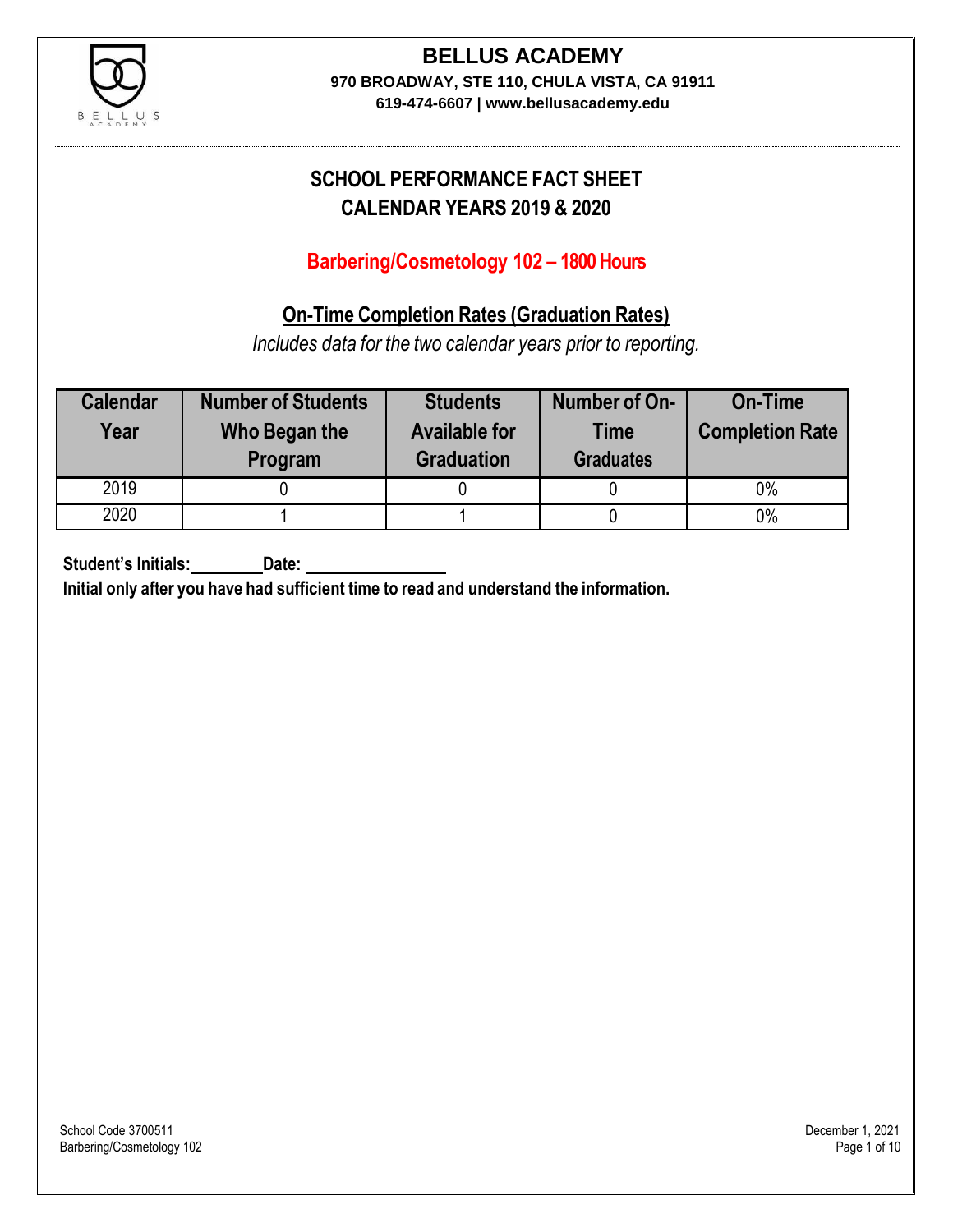# BELLUS ACADEMY

**970 BROADWAY, STE 110, CHULA VISTA, CA 91911**

**619-474-6607 | www.bellusacademy.edu**

## SCHOOL PERFORMANCE FACT SHEET
## CALENDAR YEARS 2019 & 2020

### Barbering/Cosmetology 102 – 1800 Hours

### On-Time Completion Rates (Graduation Rates)

*Includes data for the two calendar years prior to reporting.*

| Calendar Year | Number of Students Who Began the Program | Students Available for Graduation | Number of On-Time Graduates | On-Time Completion Rate |
|---|---|---|---|---|
| 2019 | 0 | 0 | 0 | 0% |
| 2020 | 1 | 1 | 0 | 0% |

**Student's Initials:________ Date: ________________**

**Initial only after you have had sufficient time to read and understand the information.**

School Code 3700511
Barbering/Cosmetology 102

December 1, 2021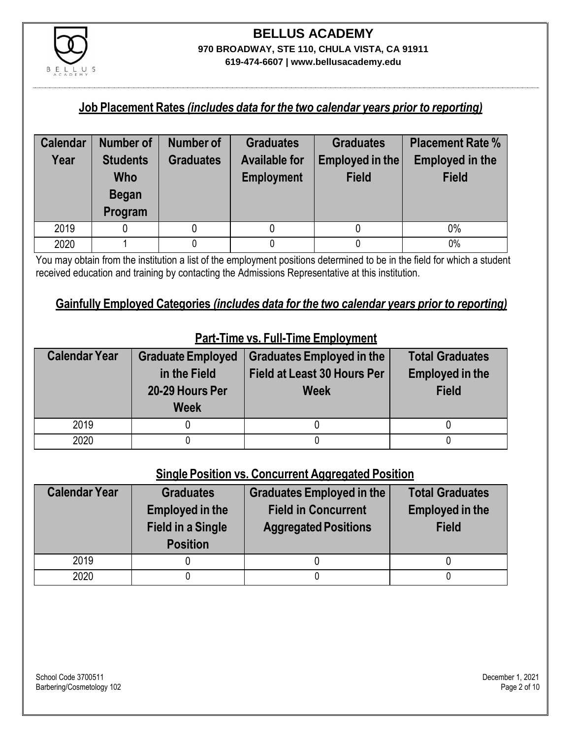## **Job Placement Rates** ***(includes data for the two calendar years prior to reporting)***

| Calendar Year | Number of Students Who Began Program | Number of Graduates | Graduates Available for Employment | Graduates Employed in the Field | Placement Rate % Employed in the Field |
|---|---|---|---|---|---|
| 2019 | 0 | 0 | 0 | 0 | 0% |
| 2020 | 1 | 0 | 0 | 0 | 0% |

You may obtain from the institution a list of the employment positions determined to be in the field for which a student received education and training by contacting the Admissions Representative at this institution.

## **Gainfully Employed Categories** ***(includes data for the two calendar years prior to reporting)***

### **Part-Time vs. Full-Time Employment**

| Calendar Year | Graduate Employed in the Field 20-29 Hours Per Week | Graduates Employed in the Field at Least 30 Hours Per Week | Total Graduates Employed in the Field |
|---|---|---|---|
| 2019 | 0 | 0 | 0 |
| 2020 | 0 | 0 | 0 |

### **Single Position vs. Concurrent Aggregated Position**

| Calendar Year | Graduates Employed in the Field in a Single Position | Graduates Employed in the Field in Concurrent Aggregated Positions | Total Graduates Employed in the Field |
|---|---|---|---|
| 2019 | 0 | 0 | 0 |
| 2020 | 0 | 0 | 0 |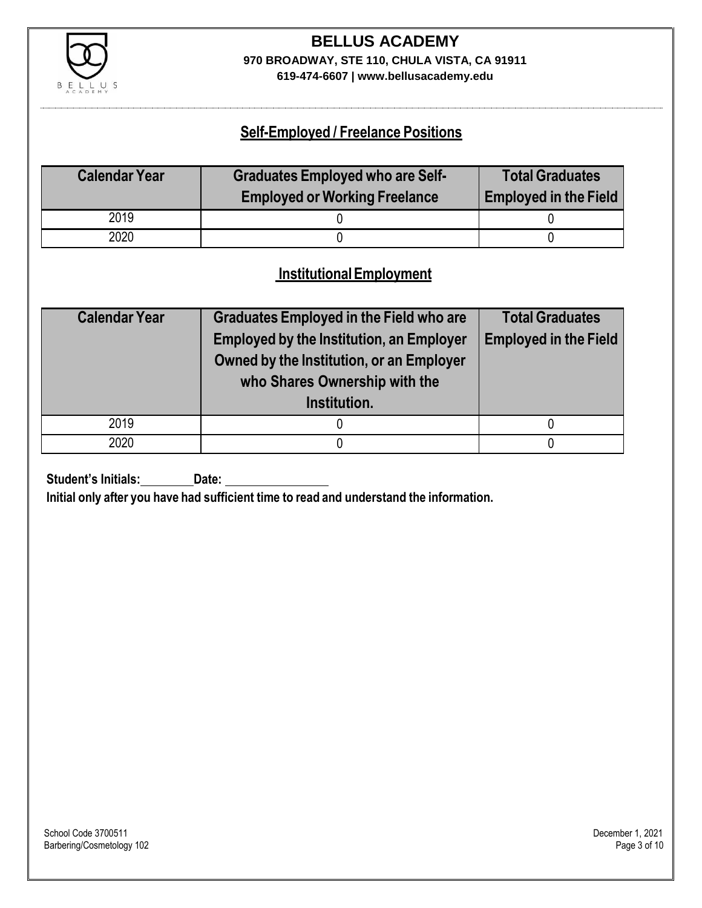# BELLUS ACADEMY

**970 BROADWAY, STE 110, CHULA VISTA, CA 91911**
**619-474-6607 | www.bellusacademy.edu**

## Self-Employed / Freelance Positions

| Calendar Year | Graduates Employed who are Self-Employed or Working Freelance | Total Graduates Employed in the Field |
|---|---|---|
| 2019 | 0 | 0 |
| 2020 | 0 | 0 |

## Institutional Employment

| Calendar Year | Graduates Employed in the Field who are Employed by the Institution, an Employer Owned by the Institution, or an Employer who Shares Ownership with the Institution. | Total Graduates Employed in the Field |
|---|---|---|
| 2019 | 0 | 0 |
| 2020 | 0 | 0 |

**Student's Initials:\_\_\_\_\_\_\_\_ Date: \_\_\_\_\_\_\_\_\_\_\_\_\_\_\_\_**

**Initial only after you have had sufficient time to read and understand the information.**

School Code 3700511
Barbering/Cosmetology 102

December 1, 2021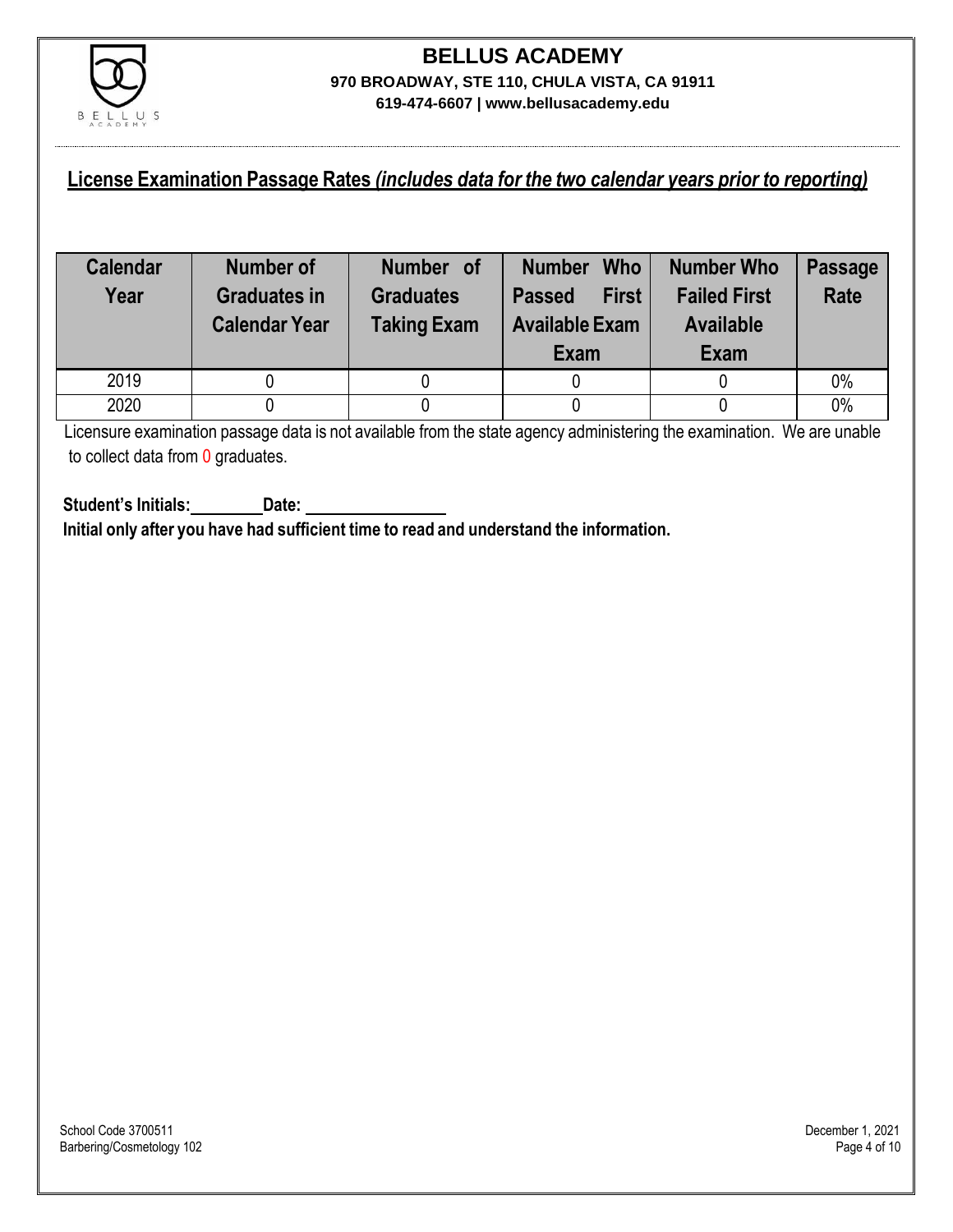# BELLUS ACADEMY

**970 BROADWAY, STE 110, CHULA VISTA, CA 91911**

**619-474-6607 | www.bellusacademy.edu**

## License Examination Passage Rates *(includes data for the two calendar years prior to reporting)*

| Calendar Year | Number of Graduates in Calendar Year | Number of Graduates Taking Exam | Number Who Passed First Available Exam | Number Who Failed First Available Exam | Passage Rate |
|---|---|---|---|---|---|
| 2019 | 0 | 0 | 0 | 0 | 0% |
| 2020 | 0 | 0 | 0 | 0 | 0% |

Licensure examination passage data is not available from the state agency administering the examination. We are unable to collect data from 0 graduates.

**Student's Initials:\_\_\_\_\_\_\_\_ Date: \_\_\_\_\_\_\_\_\_\_\_\_\_\_\_\_**

**Initial only after you have had sufficient time to read and understand the information.**

School Code 3700511
Barbering/Cosmetology 102

December 1, 2021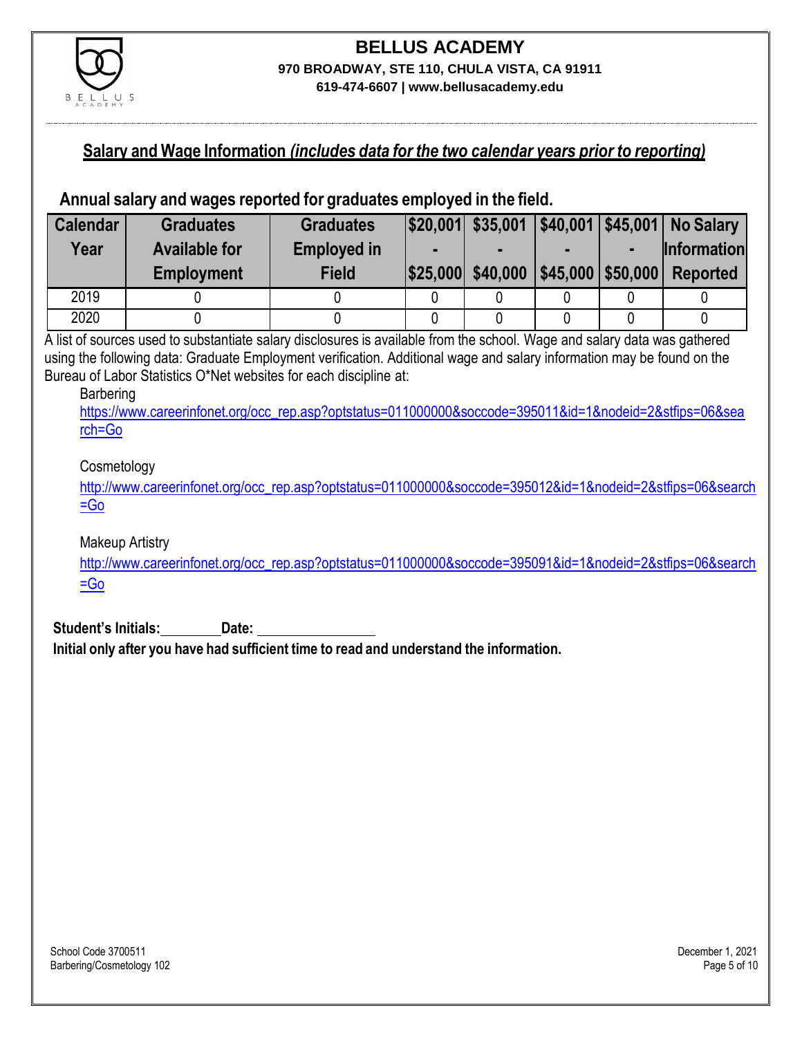# BELLUS ACADEMY

**970 BROADWAY, STE 110, CHULA VISTA, CA 91911**

**619-474-6607 | www.bellusacademy.edu**

## Salary and Wage Information *(includes data for the two calendar years prior to reporting)*

### Annual salary and wages reported for graduates employed in the field.

| Calendar Year | Graduates Available for Employment | Graduates Employed in Field | $20,001 - $25,000 | $35,001 - $40,000 | $40,001 - $45,000 | $45,001 - $50,000 | No Salary Information Reported |
|---|---|---|---|---|---|---|---|
| 2019 | 0 | 0 | 0 | 0 | 0 | 0 | 0 |
| 2020 | 0 | 0 | 0 | 0 | 0 | 0 | 0 |

A list of sources used to substantiate salary disclosures is available from the school. Wage and salary data was gathered using the following data: Graduate Employment verification. Additional wage and salary information may be found on the Bureau of Labor Statistics O*Net websites for each discipline at:

Barbering
https://www.careerinfonet.org/occ_rep.asp?optstatus=011000000&soccode=395011&id=1&nodeid=2&stfips=06&search=Go

Cosmetology
http://www.careerinfonet.org/occ_rep.asp?optstatus=011000000&soccode=395012&id=1&nodeid=2&stfips=06&search=Go

Makeup Artistry
http://www.careerinfonet.org/occ_rep.asp?optstatus=011000000&soccode=395091&id=1&nodeid=2&stfips=06&search=Go

**Student's Initials:________Date: ________________**

**Initial only after you have had sufficient time to read and understand the information.**

School Code 3700511
Barbering/Cosmetology 102

December 1, 2021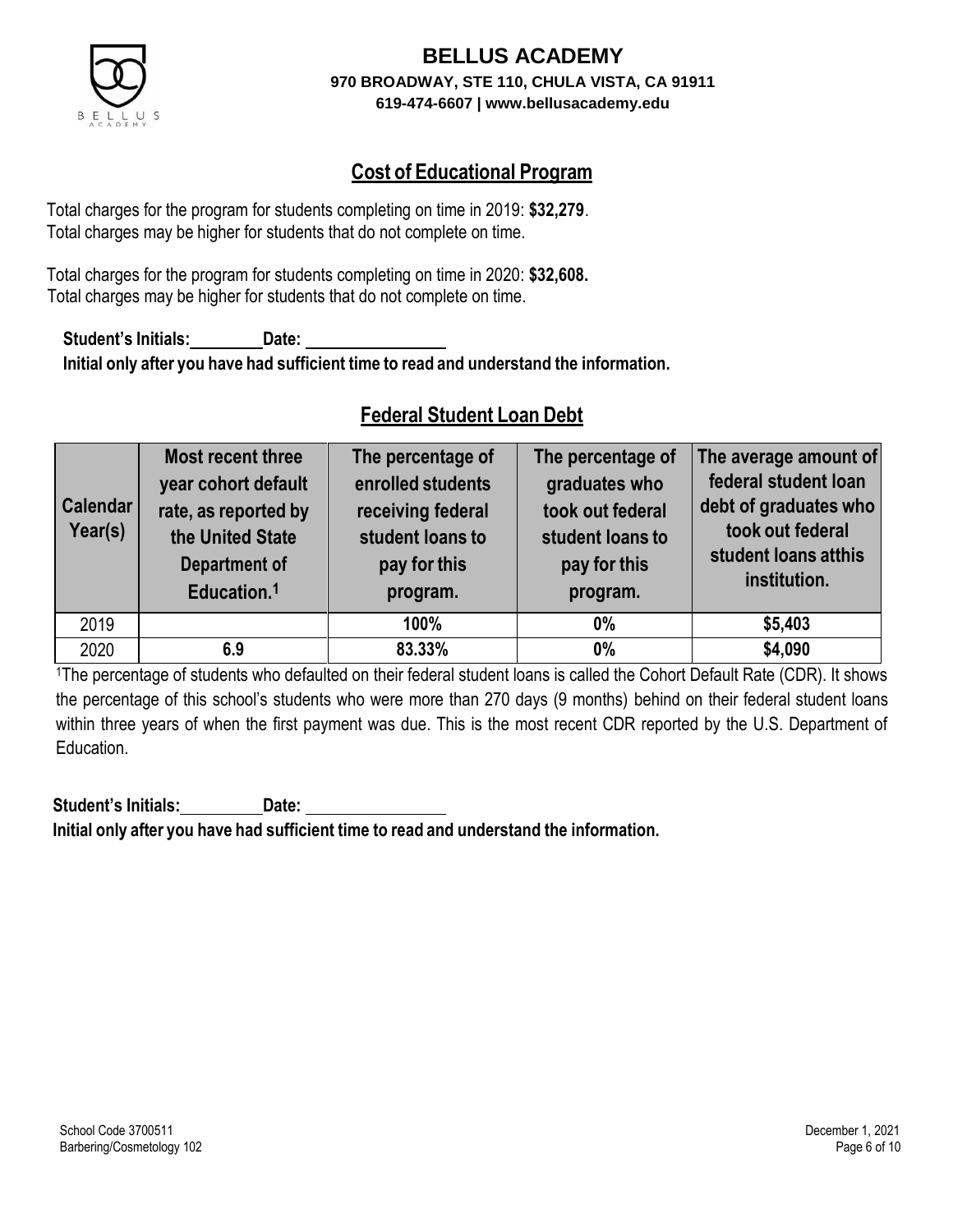# BELLUS ACADEMY

**970 BROADWAY, STE 110, CHULA VISTA, CA 91911**
**619-474-6607 | www.bellusacademy.edu**

## Cost of Educational Program

Total charges for the program for students completing on time in 2019: **$32,279**.
Total charges may be higher for students that do not complete on time.

Total charges for the program for students completing on time in 2020: **$32,608.**
Total charges may be higher for students that do not complete on time.

**Student's Initials:\_\_\_\_\_\_\_\_ Date: \_\_\_\_\_\_\_\_\_\_\_\_\_\_\_\_**
**Initial only after you have had sufficient time to read and understand the information.**

## Federal Student Loan Debt

| Calendar Year(s) | Most recent three year cohort default rate, as reported by the United State Department of Education.[1] | The percentage of enrolled students receiving federal student loans to pay for this program. | The percentage of graduates who took out federal student loans to pay for this program. | The average amount of federal student loan debt of graduates who took out federal student loans atthis institution. |
|---|---|---|---|---|
| 2019 | | **100%** | **0%** | **$5,403** |
| 2020 | **6.9** | **83.33%** | **0%** | **$4,090** |

[1]The percentage of students who defaulted on their federal student loans is called the Cohort Default Rate (CDR). It shows the percentage of this school's students who were more than 270 days (9 months) behind on their federal student loans within three years of when the first payment was due. This is the most recent CDR reported by the U.S. Department of Education.

**Student's Initials:\_\_\_\_\_\_\_\_ Date: \_\_\_\_\_\_\_\_\_\_\_\_\_\_\_\_**
**Initial only after you have had sufficient time to read and understand the information.**

School Code 3700511
Barbering/Cosmetology 102

December 1, 2021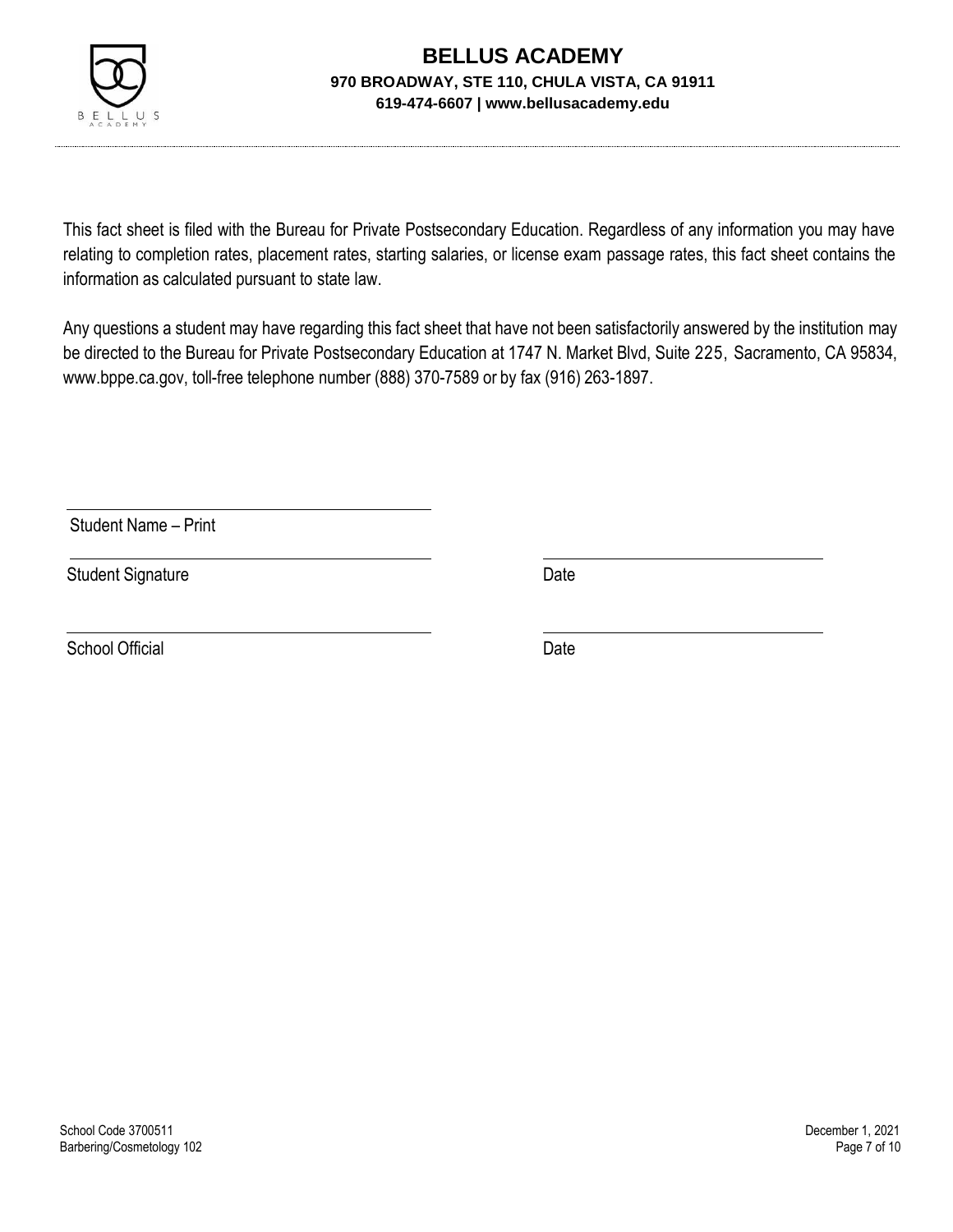# BELLUS ACADEMY

**970 BROADWAY, STE 110, CHULA VISTA, CA 91911**

**619-474-6607 | www.bellusacademy.edu**

This fact sheet is filed with the Bureau for Private Postsecondary Education. Regardless of any information you may have relating to completion rates, placement rates, starting salaries, or license exam passage rates, this fact sheet contains the information as calculated pursuant to state law.

Any questions a student may have regarding this fact sheet that have not been satisfactorily answered by the institution may be directed to the Bureau for Private Postsecondary Education at 1747 N. Market Blvd, Suite 225, Sacramento, CA 95834, www.bppe.ca.gov, toll-free telephone number (888) 370-7589 or by fax (916) 263-1897.

\_\_\_\_\_\_\_\_\_\_\_\_\_\_\_\_\_\_\_\_\_\_\_\_\_\_\_\_\_\_\_\_\_\_\_\_

Student Name – Print

\_\_\_\_\_\_\_\_\_\_\_\_\_\_\_\_\_\_\_\_\_\_\_\_\_\_\_\_\_\_\_\_\_\_\_\_ \_\_\_\_\_\_\_\_\_\_\_\_\_\_\_\_\_\_\_\_\_\_\_\_\_\_

Student Signature Date

\_\_\_\_\_\_\_\_\_\_\_\_\_\_\_\_\_\_\_\_\_\_\_\_\_\_\_\_\_\_\_\_\_\_\_\_ \_\_\_\_\_\_\_\_\_\_\_\_\_\_\_\_\_\_\_\_\_\_\_\_\_\_

School Official Date

School Code 3700511
Barbering/Cosmetology 102

December 1, 2021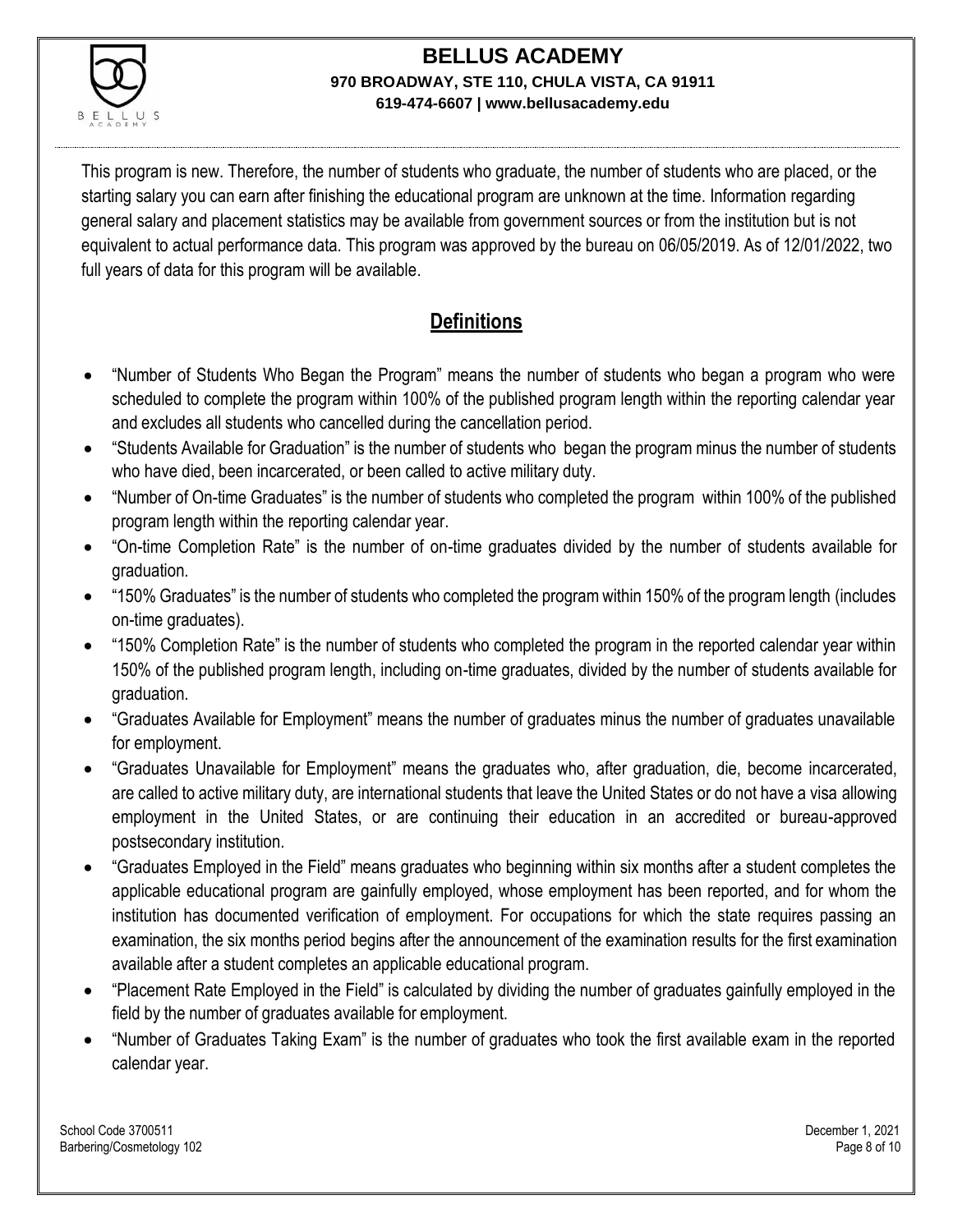This program is new. Therefore, the number of students who graduate, the number of students who are placed, or the starting salary you can earn after finishing the educational program are unknown at the time. Information regarding general salary and placement statistics may be available from government sources or from the institution but is not equivalent to actual performance data. This program was approved by the bureau on 06/05/2019. As of 12/01/2022, two full years of data for this program will be available.

## Definitions

- "Number of Students Who Began the Program" means the number of students who began a program who were scheduled to complete the program within 100% of the published program length within the reporting calendar year and excludes all students who cancelled during the cancellation period.
- "Students Available for Graduation" is the number of students who began the program minus the number of students who have died, been incarcerated, or been called to active military duty.
- "Number of On-time Graduates" is the number of students who completed the program within 100% of the published program length within the reporting calendar year.
- "On-time Completion Rate" is the number of on-time graduates divided by the number of students available for graduation.
- "150% Graduates" is the number of students who completed the program within 150% of the program length (includes on-time graduates).
- "150% Completion Rate" is the number of students who completed the program in the reported calendar year within 150% of the published program length, including on-time graduates, divided by the number of students available for graduation.
- "Graduates Available for Employment" means the number of graduates minus the number of graduates unavailable for employment.
- "Graduates Unavailable for Employment" means the graduates who, after graduation, die, become incarcerated, are called to active military duty, are international students that leave the United States or do not have a visa allowing employment in the United States, or are continuing their education in an accredited or bureau-approved postsecondary institution.
- "Graduates Employed in the Field" means graduates who beginning within six months after a student completes the applicable educational program are gainfully employed, whose employment has been reported, and for whom the institution has documented verification of employment. For occupations for which the state requires passing an examination, the six months period begins after the announcement of the examination results for the first examination available after a student completes an applicable educational program.
- "Placement Rate Employed in the Field" is calculated by dividing the number of graduates gainfully employed in the field by the number of graduates available for employment.
- "Number of Graduates Taking Exam" is the number of graduates who took the first available exam in the reported calendar year.

School Code 3700511
Barbering/Cosmetology 102

December 1, 2021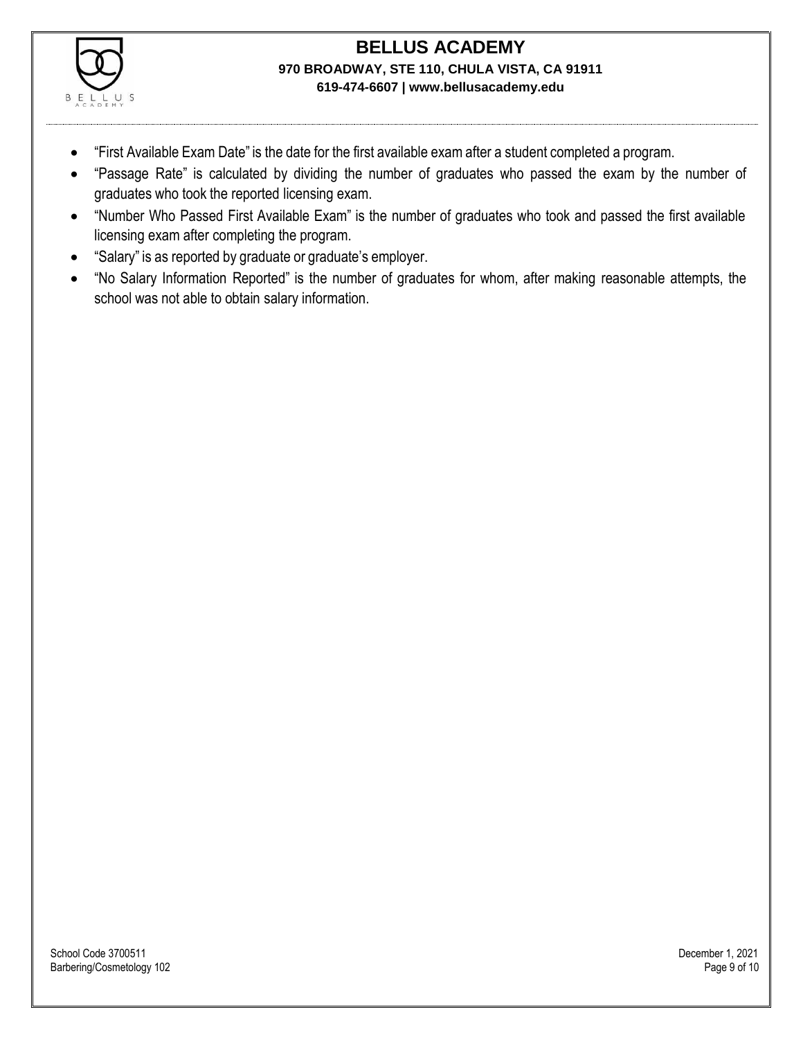- "First Available Exam Date" is the date for the first available exam after a student completed a program.
- "Passage Rate" is calculated by dividing the number of graduates who passed the exam by the number of graduates who took the reported licensing exam.
- "Number Who Passed First Available Exam" is the number of graduates who took and passed the first available licensing exam after completing the program.
- "Salary" is as reported by graduate or graduate's employer.
- "No Salary Information Reported" is the number of graduates for whom, after making reasonable attempts, the school was not able to obtain salary information.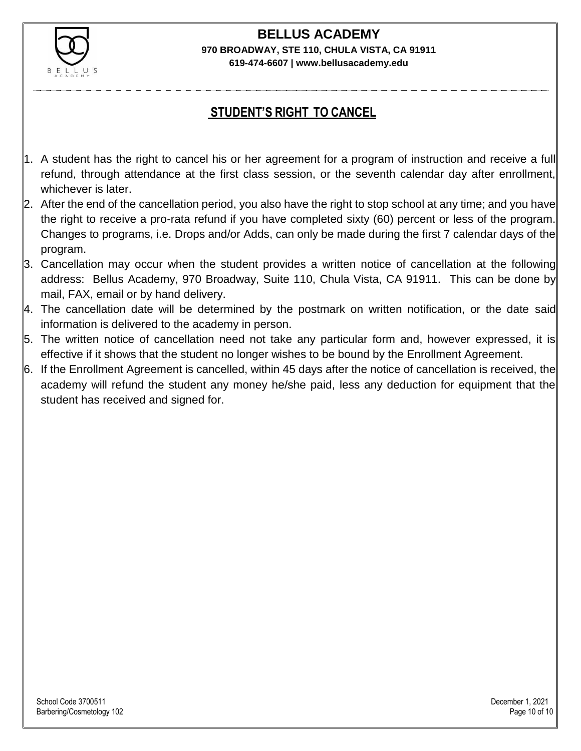## STUDENT'S RIGHT TO CANCEL

1. A student has the right to cancel his or her agreement for a program of instruction and receive a full refund, through attendance at the first class session, or the seventh calendar day after enrollment, whichever is later.
2. After the end of the cancellation period, you also have the right to stop school at any time; and you have the right to receive a pro-rata refund if you have completed sixty (60) percent or less of the program. Changes to programs, i.e. Drops and/or Adds, can only be made during the first 7 calendar days of the program.
3. Cancellation may occur when the student provides a written notice of cancellation at the following address: Bellus Academy, 970 Broadway, Suite 110, Chula Vista, CA 91911. This can be done by mail, FAX, email or by hand delivery.
4. The cancellation date will be determined by the postmark on written notification, or the date said information is delivered to the academy in person.
5. The written notice of cancellation need not take any particular form and, however expressed, it is effective if it shows that the student no longer wishes to be bound by the Enrollment Agreement.
6. If the Enrollment Agreement is cancelled, within 45 days after the notice of cancellation is received, the academy will refund the student any money he/she paid, less any deduction for equipment that the student has received and signed for.